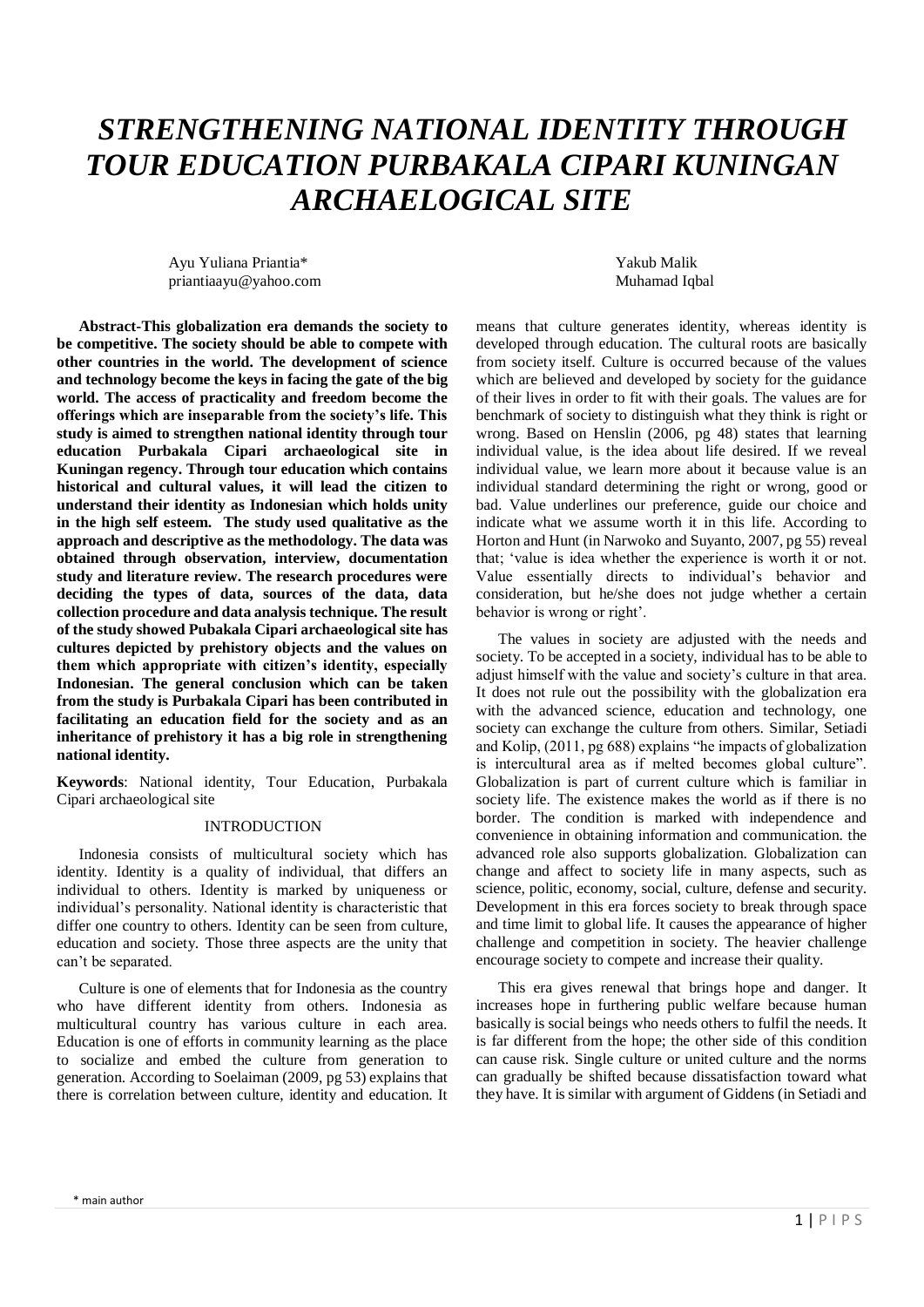# *STRENGTHENING NATIONAL IDENTITY THROUGH TOUR EDUCATION PURBAKALA CIPARI KUNINGAN ARCHAELOGICAL SITE*

Ayu Yuliana Priantia*
priantiaayu@yahoo.com

Yakub Malik
Muhamad Iqbal

**Abstract-This globalization era demands the society to be competitive. The society should be able to compete with other countries in the world. The development of science and technology become the keys in facing the gate of the big world. The access of practicality and freedom become the offerings which are inseparable from the society's life. This study is aimed to strengthen national identity through tour education Purbakala Cipari archaeological site in Kuningan regency. Through tour education which contains historical and cultural values, it will lead the citizen to understand their identity as Indonesian which holds unity in the high self esteem. The study used qualitative as the approach and descriptive as the methodology. The data was obtained through observation, interview, documentation study and literature review. The research procedures were deciding the types of data, sources of the data, data collection procedure and data analysis technique. The result of the study showed Pubakala Cipari archaeological site has cultures depicted by prehistory objects and the values on them which appropriate with citizen's identity, especially Indonesian. The general conclusion which can be taken from the study is Purbakala Cipari has been contributed in facilitating an education field for the society and as an inheritance of prehistory it has a big role in strengthening national identity.**

**Keywords**: National identity, Tour Education, Purbakala Cipari archaeological site

## INTRODUCTION

Indonesia consists of multicultural society which has identity. Identity is a quality of individual, that differs an individual to others. Identity is marked by uniqueness or individual's personality. National identity is characteristic that differ one country to others. Identity can be seen from culture, education and society. Those three aspects are the unity that can't be separated.

Culture is one of elements that for Indonesia as the country who have different identity from others. Indonesia as multicultural country has various culture in each area. Education is one of efforts in community learning as the place to socialize and embed the culture from generation to generation. According to Soelaiman (2009, pg 53) explains that there is correlation between culture, identity and education. It means that culture generates identity, whereas identity is developed through education. The cultural roots are basically from society itself. Culture is occurred because of the values which are believed and developed by society for the guidance of their lives in order to fit with their goals. The values are for benchmark of society to distinguish what they think is right or wrong. Based on Henslin (2006, pg 48) states that learning individual value, is the idea about life desired. If we reveal individual value, we learn more about it because value is an individual standard determining the right or wrong, good or bad. Value underlines our preference, guide our choice and indicate what we assume worth it in this life. According to Horton and Hunt (in Narwoko and Suyanto, 2007, pg 55) reveal that; 'value is idea whether the experience is worth it or not. Value essentially directs to individual's behavior and consideration, but he/she does not judge whether a certain behavior is wrong or right'.

The values in society are adjusted with the needs and society. To be accepted in a society, individual has to be able to adjust himself with the value and society's culture in that area. It does not rule out the possibility with the globalization era with the advanced science, education and technology, one society can exchange the culture from others. Similar, Setiadi and Kolip, (2011, pg 688) explains "he impacts of globalization is intercultural area as if melted becomes global culture". Globalization is part of current culture which is familiar in society life. The existence makes the world as if there is no border. The condition is marked with independence and convenience in obtaining information and communication. the advanced role also supports globalization. Globalization can change and affect to society life in many aspects, such as science, politic, economy, social, culture, defense and security. Development in this era forces society to break through space and time limit to global life. It causes the appearance of higher challenge and competition in society. The heavier challenge encourage society to compete and increase their quality.

This era gives renewal that brings hope and danger. It increases hope in furthering public welfare because human basically is social beings who needs others to fulfil the needs. It is far different from the hope; the other side of this condition can cause risk. Single culture or united culture and the norms can gradually be shifted because dissatisfaction toward what they have. It is similar with argument of Giddens (in Setiadi and

\* main author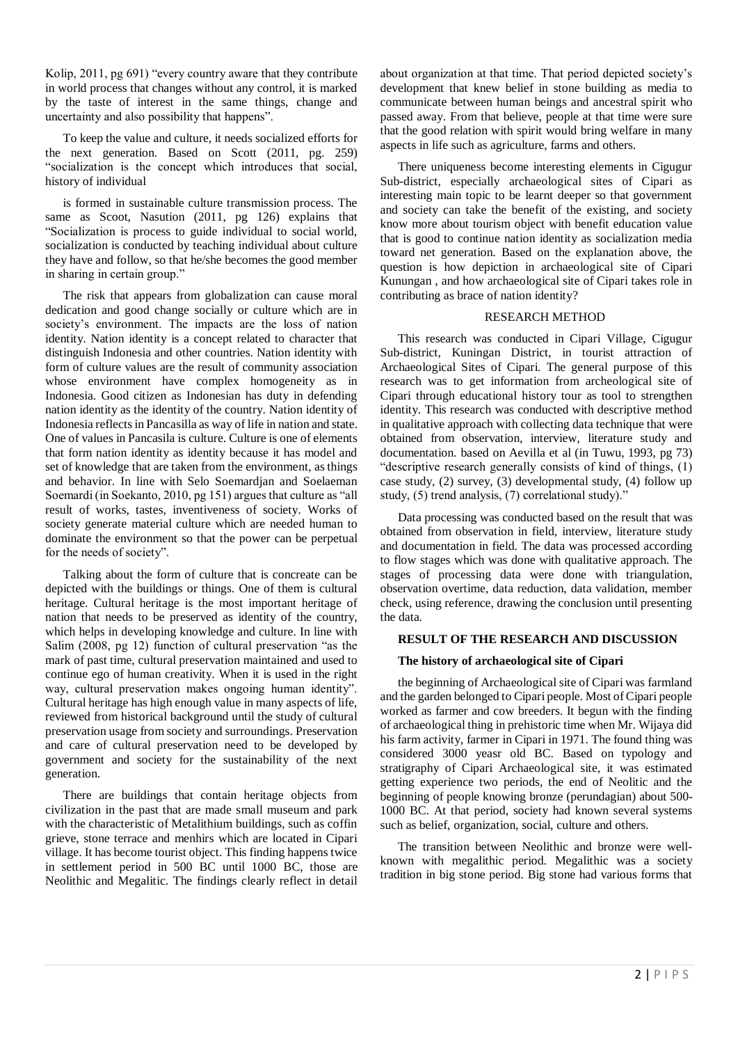Kolip, 2011, pg 691) "every country aware that they contribute in world process that changes without any control, it is marked by the taste of interest in the same things, change and uncertainty and also possibility that happens".

To keep the value and culture, it needs socialized efforts for the next generation. Based on Scott (2011, pg. 259) "socialization is the concept which introduces that social, history of individual

is formed in sustainable culture transmission process. The same as Scoot, Nasution (2011, pg 126) explains that "Socialization is process to guide individual to social world, socialization is conducted by teaching individual about culture they have and follow, so that he/she becomes the good member in sharing in certain group."

The risk that appears from globalization can cause moral dedication and good change socially or culture which are in society's environment. The impacts are the loss of nation identity. Nation identity is a concept related to character that distinguish Indonesia and other countries. Nation identity with form of culture values are the result of community association whose environment have complex homogeneity as in Indonesia. Good citizen as Indonesian has duty in defending nation identity as the identity of the country. Nation identity of Indonesia reflects in Pancasilla as way of life in nation and state. One of values in Pancasila is culture. Culture is one of elements that form nation identity as identity because it has model and set of knowledge that are taken from the environment, as things and behavior. In line with Selo Soemardjan and Soelaeman Soemardi (in Soekanto, 2010, pg 151) argues that culture as "all result of works, tastes, inventiveness of society. Works of society generate material culture which are needed human to dominate the environment so that the power can be perpetual for the needs of society".

Talking about the form of culture that is concreate can be depicted with the buildings or things. One of them is cultural heritage. Cultural heritage is the most important heritage of nation that needs to be preserved as identity of the country, which helps in developing knowledge and culture. In line with Salim (2008, pg 12) function of cultural preservation "as the mark of past time, cultural preservation maintained and used to continue ego of human creativity. When it is used in the right way, cultural preservation makes ongoing human identity". Cultural heritage has high enough value in many aspects of life, reviewed from historical background until the study of cultural preservation usage from society and surroundings. Preservation and care of cultural preservation need to be developed by government and society for the sustainability of the next generation.

There are buildings that contain heritage objects from civilization in the past that are made small museum and park with the characteristic of Metalithium buildings, such as coffin grieve, stone terrace and menhirs which are located in Cipari village. It has become tourist object. This finding happens twice in settlement period in 500 BC until 1000 BC, those are Neolithic and Megalitic. The findings clearly reflect in detail about organization at that time. That period depicted society's development that knew belief in stone building as media to communicate between human beings and ancestral spirit who passed away. From that believe, people at that time were sure that the good relation with spirit would bring welfare in many aspects in life such as agriculture, farms and others.

There uniqueness become interesting elements in Cigugur Sub-district, especially archaeological sites of Cipari as interesting main topic to be learnt deeper so that government and society can take the benefit of the existing, and society know more about tourism object with benefit education value that is good to continue nation identity as socialization media toward net generation. Based on the explanation above, the question is how depiction in archaeological site of Cipari Kunungan , and how archaeological site of Cipari takes role in contributing as brace of nation identity?

## RESEARCH METHOD

This research was conducted in Cipari Village, Cigugur Sub-district, Kuningan District, in tourist attraction of Archaeological Sites of Cipari. The general purpose of this research was to get information from archeological site of Cipari through educational history tour as tool to strengthen identity. This research was conducted with descriptive method in qualitative approach with collecting data technique that were obtained from observation, interview, literature study and documentation. based on Aevilla et al (in Tuwu, 1993, pg 73) "descriptive research generally consists of kind of things, (1) case study, (2) survey, (3) developmental study, (4) follow up study, (5) trend analysis, (7) correlational study)."

Data processing was conducted based on the result that was obtained from observation in field, interview, literature study and documentation in field. The data was processed according to flow stages which was done with qualitative approach. The stages of processing data were done with triangulation, observation overtime, data reduction, data validation, member check, using reference, drawing the conclusion until presenting the data.

## RESULT OF THE RESEARCH AND DISCUSSION

### The history of archaeological site of Cipari

the beginning of Archaeological site of Cipari was farmland and the garden belonged to Cipari people. Most of Cipari people worked as farmer and cow breeders. It begun with the finding of archaeological thing in prehistoric time when Mr. Wijaya did his farm activity, farmer in Cipari in 1971. The found thing was considered 3000 yeasr old BC. Based on typology and stratigraphy of Cipari Archaeological site, it was estimated getting experience two periods, the end of Neolitic and the beginning of people knowing bronze (perundagian) about 500-1000 BC. At that period, society had known several systems such as belief, organization, social, culture and others.

The transition between Neolithic and bronze were well-known with megalithic period. Megalithic was a society tradition in big stone period. Big stone had various forms that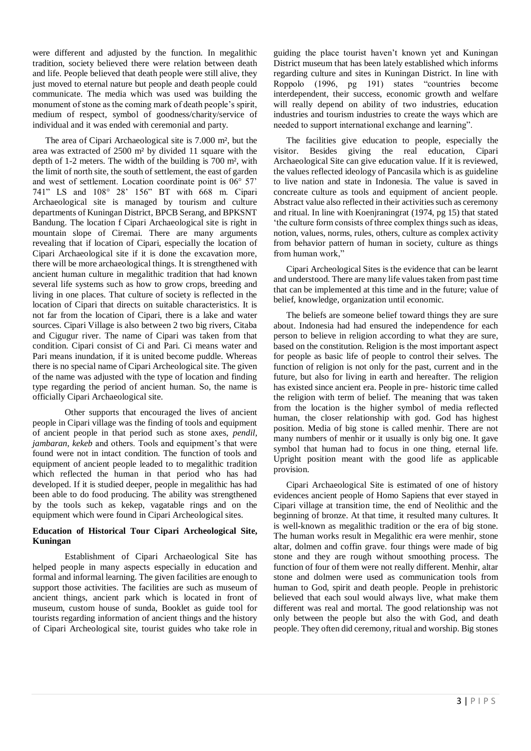were different and adjusted by the function. In megalithic tradition, society believed there were relation between death and life. People believed that death people were still alive, they just moved to eternal nature but people and death people could communicate. The media which was used was building the monument of stone as the coming mark of death people's spirit, medium of respect, symbol of goodness/charity/service of individual and it was ended with ceremonial and party.

The area of Cipari Archaeological site is 7.000 m², but the area was extracted of 2500 m² by divided 11 square with the depth of 1-2 meters. The width of the building is 700 m², with the limit of north site, the south of settlement, the east of garden and west of settlement. Location coordinate point is 06° 57' 741" LS and 108° 28' 156" BT with 668 m. Cipari Archaeological site is managed by tourism and culture departments of Kuningan District, BPCB Serang, and BPKSNT Bandung. The location f Cipari Archaeological site is right in mountain slope of Ciremai. There are many arguments revealing that if location of Cipari, especially the location of Cipari Archaeological site if it is done the excavation more, there will be more archaeological things. It is strengthened with ancient human culture in megalithic tradition that had known several life systems such as how to grow crops, breeding and living in one places. That culture of society is reflected in the location of Cipari that directs on suitable characteristics. It is not far from the location of Cipari, there is a lake and water sources. Cipari Village is also between 2 two big rivers, Citaba and Cigugur river. The name of Cipari was taken from that condition. Cipari consist of Ci and Pari. Ci means water and Pari means inundation, if it is united become puddle. Whereas there is no special name of Cipari Archeological site. The given of the name was adjusted with the type of location and finding type regarding the period of ancient human. So, the name is officially Cipari Archaeological site.

Other supports that encouraged the lives of ancient people in Cipari village was the finding of tools and equipment of ancient people in that period such as stone axes, *pendil, jambaran, kekeb* and others. Tools and equipment's that were found were not in intact condition. The function of tools and equipment of ancient people leaded to to megalithic tradition which reflected the human in that period who has had developed. If it is studied deeper, people in megalithic has had been able to do food producing. The ability was strengthened by the tools such as kekep, vagatable rings and on the equipment which were found in Cipari Archeological sites.

**Education of Historical Tour Cipari Archeological Site, Kuningan**

Establishment of Cipari Archaeological Site has helped people in many aspects especially in education and formal and informal learning. The given facilities are enough to support those activities. The facilities are such as museum of ancient things, ancient park which is located in front of museum, custom house of sunda, Booklet as guide tool for tourists regarding information of ancient things and the history of Cipari Archeological site, tourist guides who take role in guiding the place tourist haven't known yet and Kuningan District museum that has been lately established which informs regarding culture and sites in Kuningan District. In line with Roppolo (1996, pg 191) states "countries become interdependent, their success, economic growth and welfare will really depend on ability of two industries, education industries and tourism industries to create the ways which are needed to support international exchange and learning".

The facilities give education to people, especially the visitor. Besides giving the real education, Cipari Archaeological Site can give education value. If it is reviewed, the values reflected ideology of Pancasila which is as guideline to live nation and state in Indonesia. The value is saved in concreate culture as tools and equipment of ancient people. Abstract value also reflected in their activities such as ceremony and ritual. In line with Koenjraningrat (1974, pg 15) that stated 'the culture form consists of three complex things such as ideas, notion, values, norms, rules, others, culture as complex activity from behavior pattern of human in society, culture as things from human work,"

Cipari Archeological Sites is the evidence that can be learnt and understood. There are many life values taken from past time that can be implemented at this time and in the future; value of belief, knowledge, organization until economic.

The beliefs are someone belief toward things they are sure about. Indonesia had had ensured the independence for each person to believe in religion according to what they are sure, based on the constitution. Religion is the most important aspect for people as basic life of people to control their selves. The function of religion is not only for the past, current and in the future, but also for living in earth and hereafter. The religion has existed since ancient era. People in pre- historic time called the religion with term of belief. The meaning that was taken from the location is the higher symbol of media reflected human, the closer relationship with god. God has highest position. Media of big stone is called menhir. There are not many numbers of menhir or it usually is only big one. It gave symbol that human had to focus in one thing, eternal life. Upright position meant with the good life as applicable provision.

Cipari Archaeological Site is estimated of one of history evidences ancient people of Homo Sapiens that ever stayed in Cipari village at transition time, the end of Neolithic and the beginning of bronze. At that time, it resulted many cultures. It is well-known as megalithic tradition or the era of big stone. The human works result in Megalithic era were menhir, stone altar, dolmen and coffin grave. four things were made of big stone and they are rough without smoothing process. The function of four of them were not really different. Menhir, altar stone and dolmen were used as communication tools from human to God, spirit and death people. People in prehistoric believed that each soul would always live, what make them different was real and mortal. The good relationship was not only between the people but also the with God, and death people. They often did ceremony, ritual and worship. Big stones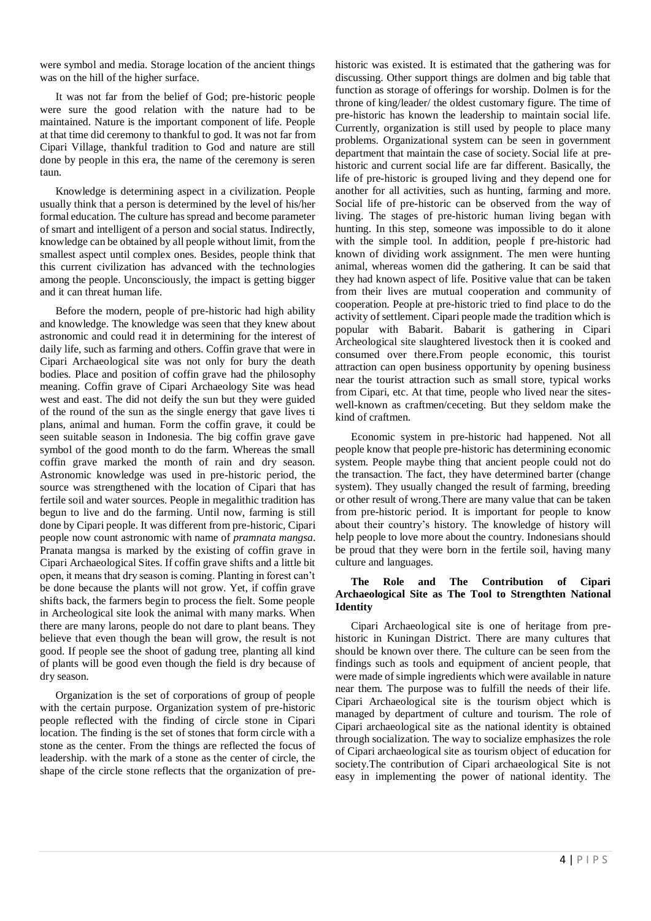were symbol and media. Storage location of the ancient things was on the hill of the higher surface.

It was not far from the belief of God; pre-historic people were sure the good relation with the nature had to be maintained. Nature is the important component of life. People at that time did ceremony to thankful to god. It was not far from Cipari Village, thankful tradition to God and nature are still done by people in this era, the name of the ceremony is seren taun.

Knowledge is determining aspect in a civilization. People usually think that a person is determined by the level of his/her formal education. The culture has spread and become parameter of smart and intelligent of a person and social status. Indirectly, knowledge can be obtained by all people without limit, from the smallest aspect until complex ones. Besides, people think that this current civilization has advanced with the technologies among the people. Unconsciously, the impact is getting bigger and it can threat human life.

Before the modern, people of pre-historic had high ability and knowledge. The knowledge was seen that they knew about astronomic and could read it in determining for the interest of daily life, such as farming and others. Coffin grave that were in Cipari Archaeological site was not only for bury the death bodies. Place and position of coffin grave had the philosophy meaning. Coffin grave of Cipari Archaeology Site was head west and east. The did not deify the sun but they were guided of the round of the sun as the single energy that gave lives ti plans, animal and human. Form the coffin grave, it could be seen suitable season in Indonesia. The big coffin grave gave symbol of the good month to do the farm. Whereas the small coffin grave marked the month of rain and dry season. Astronomic knowledge was used in pre-historic period, the source was strengthened with the location of Cipari that has fertile soil and water sources. People in megalithic tradition has begun to live and do the farming. Until now, farming is still done by Cipari people. It was different from pre-historic, Cipari people now count astronomic with name of *pramnata mangsa*. Pranata mangsa is marked by the existing of coffin grave in Cipari Archaeological Sites. If coffin grave shifts and a little bit open, it means that dry season is coming. Planting in forest can't be done because the plants will not grow. Yet, if coffin grave shifts back, the farmers begin to process the fielt. Some people in Archeological site look the animal with many marks. When there are many larons, people do not dare to plant beans. They believe that even though the bean will grow, the result is not good. If people see the shoot of gadung tree, planting all kind of plants will be good even though the field is dry because of dry season.

Organization is the set of corporations of group of people with the certain purpose. Organization system of pre-historic people reflected with the finding of circle stone in Cipari location. The finding is the set of stones that form circle with a stone as the center. From the things are reflected the focus of leadership. with the mark of a stone as the center of circle, the shape of the circle stone reflects that the organization of pre-historic was existed. It is estimated that the gathering was for discussing. Other support things are dolmen and big table that function as storage of offerings for worship. Dolmen is for the throne of king/leader/ the oldest customary figure. The time of pre-historic has known the leadership to maintain social life. Currently, organization is still used by people to place many problems. Organizational system can be seen in government department that maintain the case of society. Social life at pre-historic and current social life are far different. Basically, the life of pre-historic is grouped living and they depend one for another for all activities, such as hunting, farming and more. Social life of pre-historic can be observed from the way of living. The stages of pre-historic human living began with hunting. In this step, someone was impossible to do it alone with the simple tool. In addition, people f pre-historic had known of dividing work assignment. The men were hunting animal, whereas women did the gathering. It can be said that they had known aspect of life. Positive value that can be taken from their lives are mutual cooperation and community of cooperation. People at pre-historic tried to find place to do the activity of settlement. Cipari people made the tradition which is popular with Babarit. Babarit is gathering in Cipari Archeological site slaughtered livestock then it is cooked and consumed over there.From people economic, this tourist attraction can open business opportunity by opening business near the tourist attraction such as small store, typical works from Cipari, etc. At that time, people who lived near the sites-well-known as craftmen/ceceting. But they seldom make the kind of craftmen.

Economic system in pre-historic had happened. Not all people know that people pre-historic has determining economic system. People maybe thing that ancient people could not do the transaction. The fact, they have determined barter (change system). They usually changed the result of farming, breeding or other result of wrong.There are many value that can be taken from pre-historic period. It is important for people to know about their country's history. The knowledge of history will help people to love more about the country. Indonesians should be proud that they were born in the fertile soil, having many culture and languages.

### The Role and The Contribution of Cipari Archaeological Site as The Tool to Strengthten National Identity

Cipari Archaeological site is one of heritage from pre-historic in Kuningan District. There are many cultures that should be known over there. The culture can be seen from the findings such as tools and equipment of ancient people, that were made of simple ingredients which were available in nature near them. The purpose was to fulfill the needs of their life. Cipari Archaeological site is the tourism object which is managed by department of culture and tourism. The role of Cipari archaeological site as the national identity is obtained through socialization. The way to socialize emphasizes the role of Cipari archaeological site as tourism object of education for society.The contribution of Cipari archaeological Site is not easy in implementing the power of national identity. The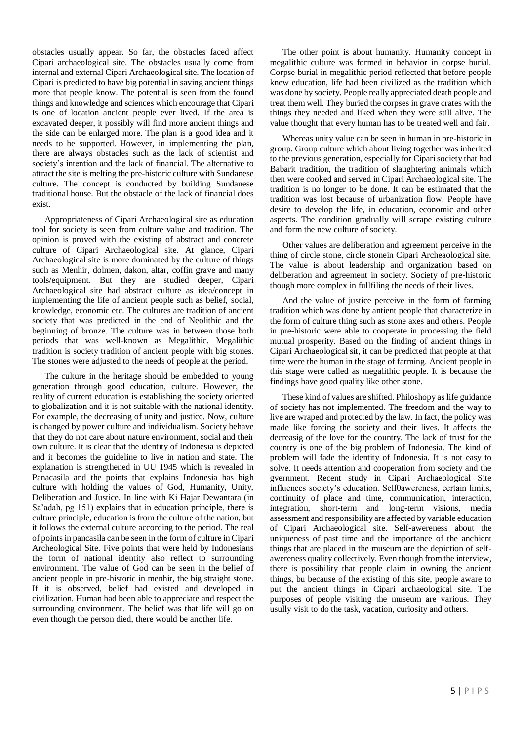obstacles usually appear. So far, the obstacles faced affect Cipari archaeological site. The obstacles usually come from internal and external Cipari Archaeological site. The location of Cipari is predicted to have big potential in saving ancient things more that people know. The potential is seen from the found things and knowledge and sciences which encourage that Cipari is one of location ancient people ever lived. If the area is excavated deeper, it possibly will find more ancient things and the side can be enlarged more. The plan is a good idea and it needs to be supported. However, in implementing the plan, there are always obstacles such as the lack of scientist and society's intention and the lack of financial. The alternative to attract the site is melting the pre-historic culture with Sundanese culture. The concept is conducted by building Sundanese traditional house. But the obstacle of the lack of financial does exist.

Appropriateness of Cipari Archaeological site as education tool for society is seen from culture value and tradition. The opinion is proved with the existing of abstract and concrete culture of Cipari Archaeological site. At glance, Cipari Archaeological site is more dominated by the culture of things such as Menhir, dolmen, dakon, altar, coffin grave and many tools/equipment. But they are studied deeper, Cipari Archaeological site had abstract culture as idea/concept in implementing the life of ancient people such as belief, social, knowledge, economic etc. The cultures are tradition of ancient society that was predicted in the end of Neolithic and the beginning of bronze. The culture was in between those both periods that was well-known as Megalithic. Megalithic tradition is society tradition of ancient people with big stones. The stones were adjusted to the needs of people at the period.

The culture in the heritage should be embedded to young generation through good education, culture. However, the reality of current education is establishing the society oriented to globalization and it is not suitable with the national identity. For example, the decreasing of unity and justice. Now, culture is changed by power culture and individualism. Society behave that they do not care about nature environment, social and their own culture. It is clear that the identity of Indonesia is depicted and it becomes the guideline to live in nation and state. The explanation is strengthened in UU 1945 which is revealed in Panacasila and the points that explains Indonesia has high culture with holding the values of God, Humanity, Unity, Deliberation and Justice. In line with Ki Hajar Dewantara (in Sa'adah, pg 151) explains that in education principle, there is culture principle, education is from the culture of the nation, but it follows the external culture according to the period. The real of points in pancasila can be seen in the form of culture in Cipari Archeological Site. Five points that were held by Indonesians the form of national identity also reflect to surrounding environment. The value of God can be seen in the belief of ancient people in pre-historic in menhir, the big straight stone. If it is observed, belief had existed and developed in civilization. Human had been able to appreciate and respect the surrounding environment. The belief was that life will go on even though the person died, there would be another life.

The other point is about humanity. Humanity concept in megalithic culture was formed in behavior in corpse burial. Corpse burial in megalithic period reflected that before people knew education, life had been civilized as the tradition which was done by society. People really appreciated death people and treat them well. They buried the corpses in grave crates with the things they needed and liked when they were still alive. The value thought that every human has to be treated well and fair.

Whereas unity value can be seen in human in pre-historic in group. Group culture which about living together was inherited to the previous generation, especially for Cipari society that had Babarit tradition, the tradition of slaughtering animals which then were cooked and served in Cipari Archaeological site. The tradition is no longer to be done. It can be estimated that the tradition was lost because of urbanization flow. People have desire to develop the life, in education, economic and other aspects. The condition gradually will scrape existing culture and form the new culture of society.

Other values are deliberation and agreement perceive in the thing of circle stone, circle stonein Cipari Archeaological site. The value is about leadership and organization based on deliberation and agreement in society. Society of pre-historic though more complex in fullfiling the needs of their lives.

And the value of justice perceive in the form of farming tradition which was done by antient people that characterize in the form of culture thing such as stone axes and others. People in pre-historic were able to cooperate in processing the field mutual prosperity. Based on the finding of ancient things in Cipari Archaeological sit, it can be predicted that people at that time were the human in the stage of farming. Ancient people in this stage were called as megalithic people. It is because the findings have good quality like other stone.

These kind of values are shifted. Philoshopy as life guidance of society has not implemented. The freedom and the way to live are wraped and protected by the law. In fact, the policy was made like forcing the society and their lives. It affects the decreasig of the love for the country. The lack of trust for the country is one of the big problem of Indonesia. The kind of problem will fade the identity of Indonesia. It is not easy to solve. It needs attention and cooperation from society and the gvernment. Recent study in Cipari Archaeological Site influences society's education. Self0awereness, certain limits, continuity of place and time, communication, interaction, integration, short-term and long-term visions, media assessment and responsibility are affected by variable education of Cipari Archaeological site. Self-awereness about the uniqueness of past time and the importance of the anchient things that are placed in the museum are the depiction of self-awereness quality collectively. Even though from the interview, there is possibility that people claim in owning the ancient things, bu because of the existing of this site, people aware to put the ancient things in Cipari archaeological site. The purposes of people visiting the museum are various. They usully visit to do the task, vacation, curiosity and others.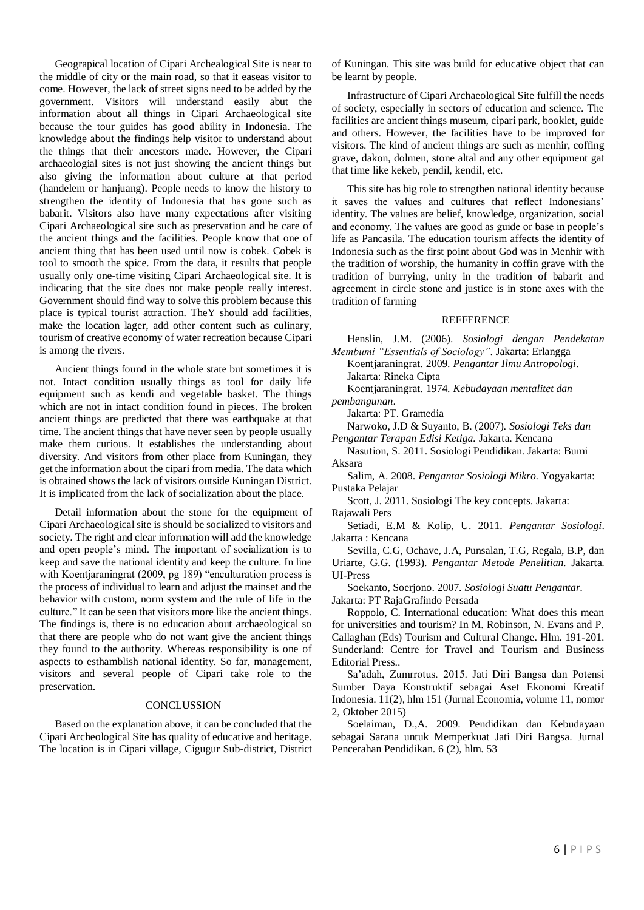Geograpical location of Cipari Archealogical Site is near to the middle of city or the main road, so that it easeas visitor to come. However, the lack of street signs need to be added by the government. Visitors will understand easily abut the information about all things in Cipari Archaeological site because the tour guides has good ability in Indonesia. The knowledge about the findings help visitor to understand about the things that their ancestors made. However, the Cipari archaeologial sites is not just showing the ancient things but also giving the information about culture at that period (handelem or hanjuang). People needs to know the history to strengthen the identity of Indonesia that has gone such as babarit. Visitors also have many expectations after visiting Cipari Archaeological site such as preservation and he care of the ancient things and the facilities. People know that one of ancient thing that has been used until now is cobek. Cobek is tool to smooth the spice. From the data, it results that people usually only one-time visiting Cipari Archaeological site. It is indicating that the site does not make people really interest. Government should find way to solve this problem because this place is typical tourist attraction. TheY should add facilities, make the location lager, add other content such as culinary, tourism of creative economy of water recreation because Cipari is among the rivers.

Ancient things found in the whole state but sometimes it is not. Intact condition usually things as tool for daily life equipment such as kendi and vegetable basket. The things which are not in intact condition found in pieces. The broken ancient things are predicted that there was earthquake at that time. The ancient things that have never seen by people usually make them curious. It establishes the understanding about diversity. And visitors from other place from Kuningan, they get the information about the cipari from media. The data which is obtained shows the lack of visitors outside Kuningan District. It is implicated from the lack of socialization about the place.

Detail information about the stone for the equipment of Cipari Archaeological site is should be socialized to visitors and society. The right and clear information will add the knowledge and open people's mind. The important of socialization is to keep and save the national identity and keep the culture. In line with Koentjaraningrat (2009, pg 189) "enculturation process is the process of individual to learn and adjust the mainset and the behavior with custom, norm system and the rule of life in the culture." It can be seen that visitors more like the ancient things. The findings is, there is no education about archaeological so that there are people who do not want give the ancient things they found to the authority. Whereas responsibility is one of aspects to esthamblish national identity. So far, management, visitors and several people of Cipari take role to the preservation.

## CONCLUSSION

Based on the explanation above, it can be concluded that the Cipari Archeological Site has quality of educative and heritage. The location is in Cipari village, Cigugur Sub-district, District of Kuningan. This site was build for educative object that can be learnt by people.

Infrastructure of Cipari Archaeological Site fulfill the needs of society, especially in sectors of education and science. The facilities are ancient things museum, cipari park, booklet, guide and others. However, the facilities have to be improved for visitors. The kind of ancient things are such as menhir, coffing grave, dakon, dolmen, stone altal and any other equipment gat that time like kekeb, pendil, kendil, etc.

This site has big role to strengthen national identity because it saves the values and cultures that reflect Indonesians' identity. The values are belief, knowledge, organization, social and economy. The values are good as guide or base in people's life as Pancasila. The education tourism affects the identity of Indonesia such as the first point about God was in Menhir with the tradition of worship, the humanity in coffin grave with the tradition of burrying, unity in the tradition of babarit and agreement in circle stone and justice is in stone axes with the tradition of farming

## REFFERENCE

Henslin, J.M. (2006). *Sosiologi dengan Pendekatan Membumi "Essentials of Sociology"*. Jakarta: Erlangga

Koentjaraningrat. 2009. *Pengantar Ilmu Antropologi*. Jakarta: Rineka Cipta

Koentjaraningrat. 1974. *Kebudayaan mentalitet dan pembangunan*. Jakarta: PT. Gramedia

Narwoko, J.D & Suyanto, B. (2007). *Sosiologi Teks dan Pengantar Terapan Edisi Ketiga.* Jakarta. Kencana

Nasution, S. 2011. Sosiologi Pendidikan. Jakarta: Bumi Aksara

Salim, A. 2008. *Pengantar Sosiologi Mikro.* Yogyakarta: Pustaka Pelajar

Scott, J. 2011. Sosiologi The key concepts. Jakarta: Rajawali Pers

Setiadi, E.M & Kolip, U. 2011. *Pengantar Sosiologi*. Jakarta : Kencana

Sevilla, C.G, Ochave, J.A, Punsalan, T.G, Regala, B.P, dan Uriarte, G.G. (1993). *Pengantar Metode Penelitian.* Jakarta. UI-Press

Soekanto, Soerjono. 2007. *Sosiologi Suatu Pengantar.* Jakarta: PT RajaGrafindo Persada

Roppolo, C. International education: What does this mean for universities and tourism? In M. Robinson, N. Evans and P. Callaghan (Eds) Tourism and Cultural Change. Hlm. 191-201. Sunderland: Centre for Travel and Tourism and Business Editorial Press..

Sa'adah, Zumrrotus. 2015. Jati Diri Bangsa dan Potensi Sumber Daya Konstruktif sebagai Aset Ekonomi Kreatif Indonesia. 11(2), hlm 151 (Jurnal Economia, volume 11, nomor 2, Oktober 2015)

Soelaiman, D.,A. 2009. Pendidikan dan Kebudayaan sebagai Sarana untuk Memperkuat Jati Diri Bangsa. Jurnal Pencerahan Pendidikan. 6 (2), hlm. 53